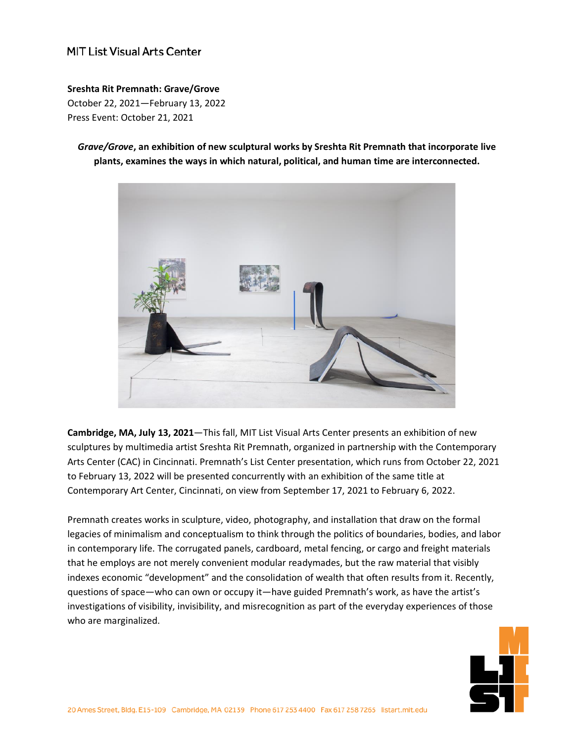MIT List Visual Arts Center

**Sreshta Rit Premnath: Grave/Grove**
October 22, 2021—February 13, 2022
Press Event: October 21, 2021

***Grave/Grove*, an exhibition of new sculptural works by Sreshta Rit Premnath that incorporate live plants, examines the ways in which natural, political, and human time are interconnected.**

**Cambridge, MA, July 13, 2021**—This fall, MIT List Visual Arts Center presents an exhibition of new sculptures by multimedia artist Sreshta Rit Premnath, organized in partnership with the Contemporary Arts Center (CAC) in Cincinnati. Premnath's List Center presentation, which runs from October 22, 2021 to February 13, 2022 will be presented concurrently with an exhibition of the same title at Contemporary Art Center, Cincinnati, on view from September 17, 2021 to February 6, 2022.

Premnath creates works in sculpture, video, photography, and installation that draw on the formal legacies of minimalism and conceptualism to think through the politics of boundaries, bodies, and labor in contemporary life. The corrugated panels, cardboard, metal fencing, or cargo and freight materials that he employs are not merely convenient modular readymades, but the raw material that visibly indexes economic "development" and the consolidation of wealth that often results from it. Recently, questions of space—who can own or occupy it—have guided Premnath's work, as have the artist's investigations of visibility, invisibility, and misrecognition as part of the everyday experiences of those who are marginalized.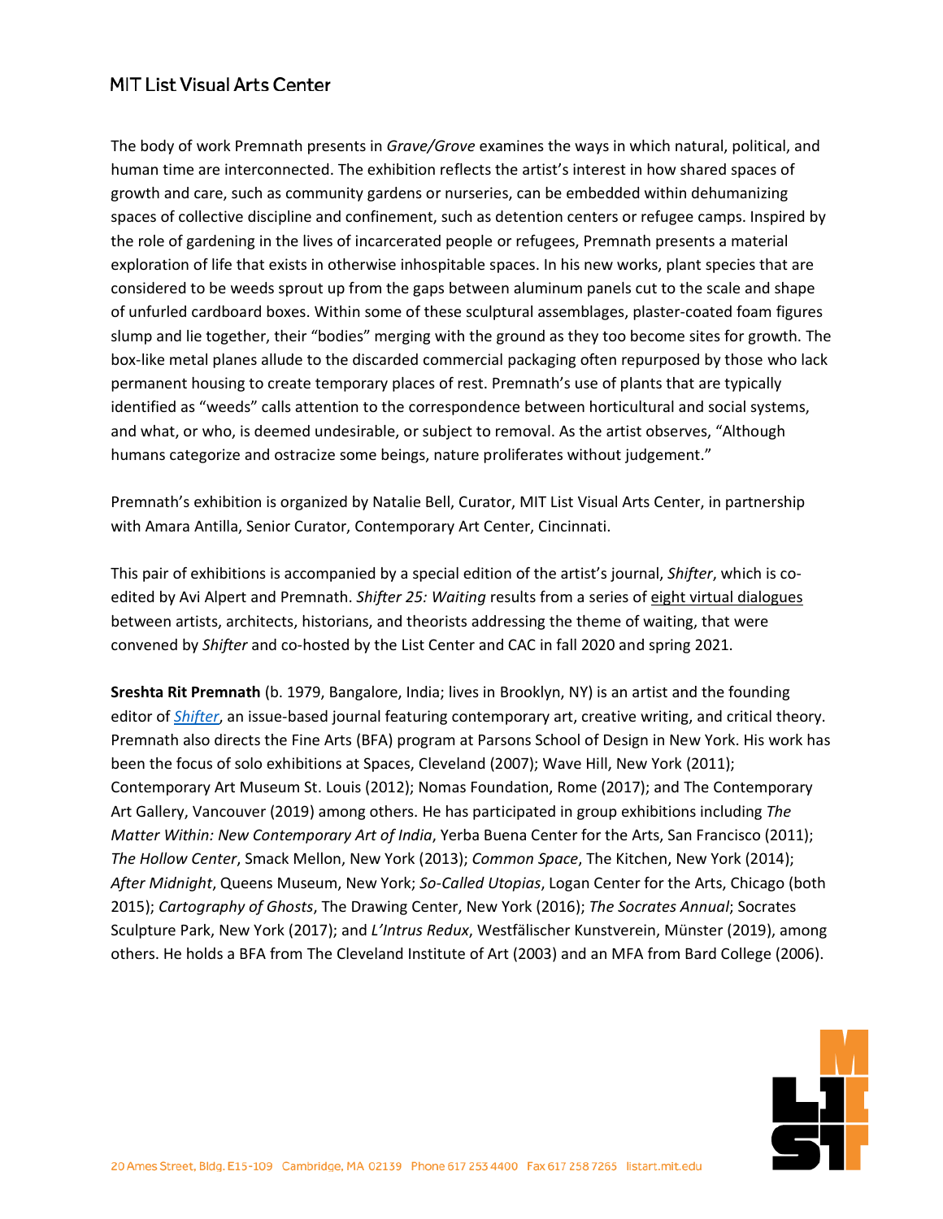The body of work Premnath presents in *Grave/Grove* examines the ways in which natural, political, and human time are interconnected. The exhibition reflects the artist's interest in how shared spaces of growth and care, such as community gardens or nurseries, can be embedded within dehumanizing spaces of collective discipline and confinement, such as detention centers or refugee camps. Inspired by the role of gardening in the lives of incarcerated people or refugees, Premnath presents a material exploration of life that exists in otherwise inhospitable spaces. In his new works, plant species that are considered to be weeds sprout up from the gaps between aluminum panels cut to the scale and shape of unfurled cardboard boxes. Within some of these sculptural assemblages, plaster-coated foam figures slump and lie together, their "bodies" merging with the ground as they too become sites for growth. The box-like metal planes allude to the discarded commercial packaging often repurposed by those who lack permanent housing to create temporary places of rest. Premnath's use of plants that are typically identified as "weeds" calls attention to the correspondence between horticultural and social systems, and what, or who, is deemed undesirable, or subject to removal. As the artist observes, "Although humans categorize and ostracize some beings, nature proliferates without judgement."

Premnath's exhibition is organized by Natalie Bell, Curator, MIT List Visual Arts Center, in partnership with Amara Antilla, Senior Curator, Contemporary Art Center, Cincinnati.

This pair of exhibitions is accompanied by a special edition of the artist's journal, *Shifter*, which is co-edited by Avi Alpert and Premnath. *Shifter 25: Waiting* results from a series of eight virtual dialogues between artists, architects, historians, and theorists addressing the theme of waiting, that were convened by *Shifter* and co-hosted by the List Center and CAC in fall 2020 and spring 2021.

**Sreshta Rit Premnath** (b. 1979, Bangalore, India; lives in Brooklyn, NY) is an artist and the founding editor of *Shifter*, an issue-based journal featuring contemporary art, creative writing, and critical theory. Premnath also directs the Fine Arts (BFA) program at Parsons School of Design in New York. His work has been the focus of solo exhibitions at Spaces, Cleveland (2007); Wave Hill, New York (2011); Contemporary Art Museum St. Louis (2012); Nomas Foundation, Rome (2017); and The Contemporary Art Gallery, Vancouver (2019) among others. He has participated in group exhibitions including *The Matter Within: New Contemporary Art of India*, Yerba Buena Center for the Arts, San Francisco (2011); *The Hollow Center*, Smack Mellon, New York (2013); *Common Space*, The Kitchen, New York (2014); *After Midnight*, Queens Museum, New York; *So-Called Utopias*, Logan Center for the Arts, Chicago (both 2015); *Cartography of Ghosts*, The Drawing Center, New York (2016); *The Socrates Annual*; Socrates Sculpture Park, New York (2017); and *L'Intrus Redux*, Westfälischer Kunstverein, Münster (2019), among others. He holds a BFA from The Cleveland Institute of Art (2003) and an MFA from Bard College (2006).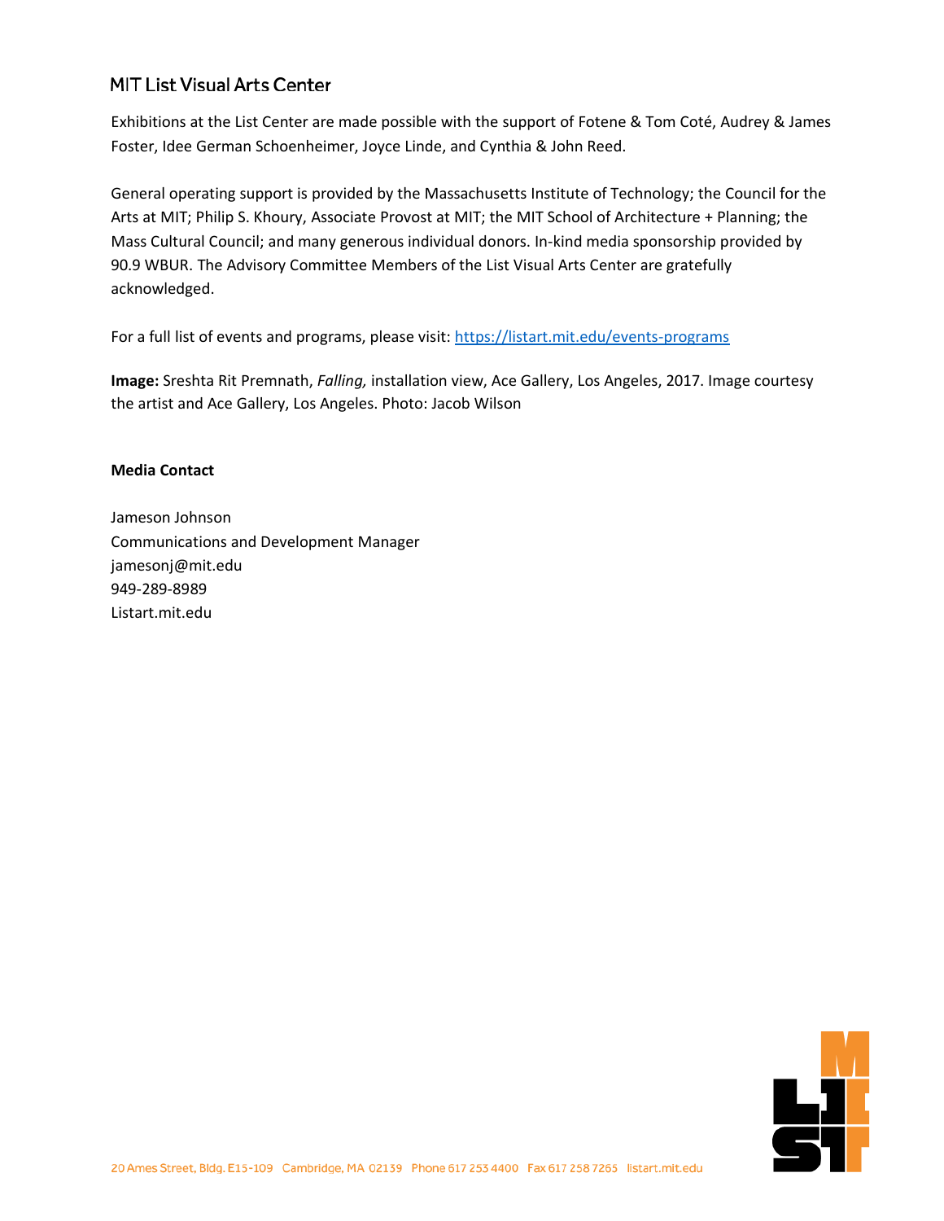Exhibitions at the List Center are made possible with the support of Fotene & Tom Coté, Audrey & James Foster, Idee German Schoenheimer, Joyce Linde, and Cynthia & John Reed.

General operating support is provided by the Massachusetts Institute of Technology; the Council for the Arts at MIT; Philip S. Khoury, Associate Provost at MIT; the MIT School of Architecture + Planning; the Mass Cultural Council; and many generous individual donors. In-kind media sponsorship provided by 90.9 WBUR. The Advisory Committee Members of the List Visual Arts Center are gratefully acknowledged.

For a full list of events and programs, please visit: https://listart.mit.edu/events-programs

**Image:** Sreshta Rit Premnath, *Falling,* installation view, Ace Gallery, Los Angeles, 2017. Image courtesy the artist and Ace Gallery, Los Angeles. Photo: Jacob Wilson

**Media Contact**

Jameson Johnson
Communications and Development Manager
jamesonj@mit.edu
949-289-8989
Listart.mit.edu